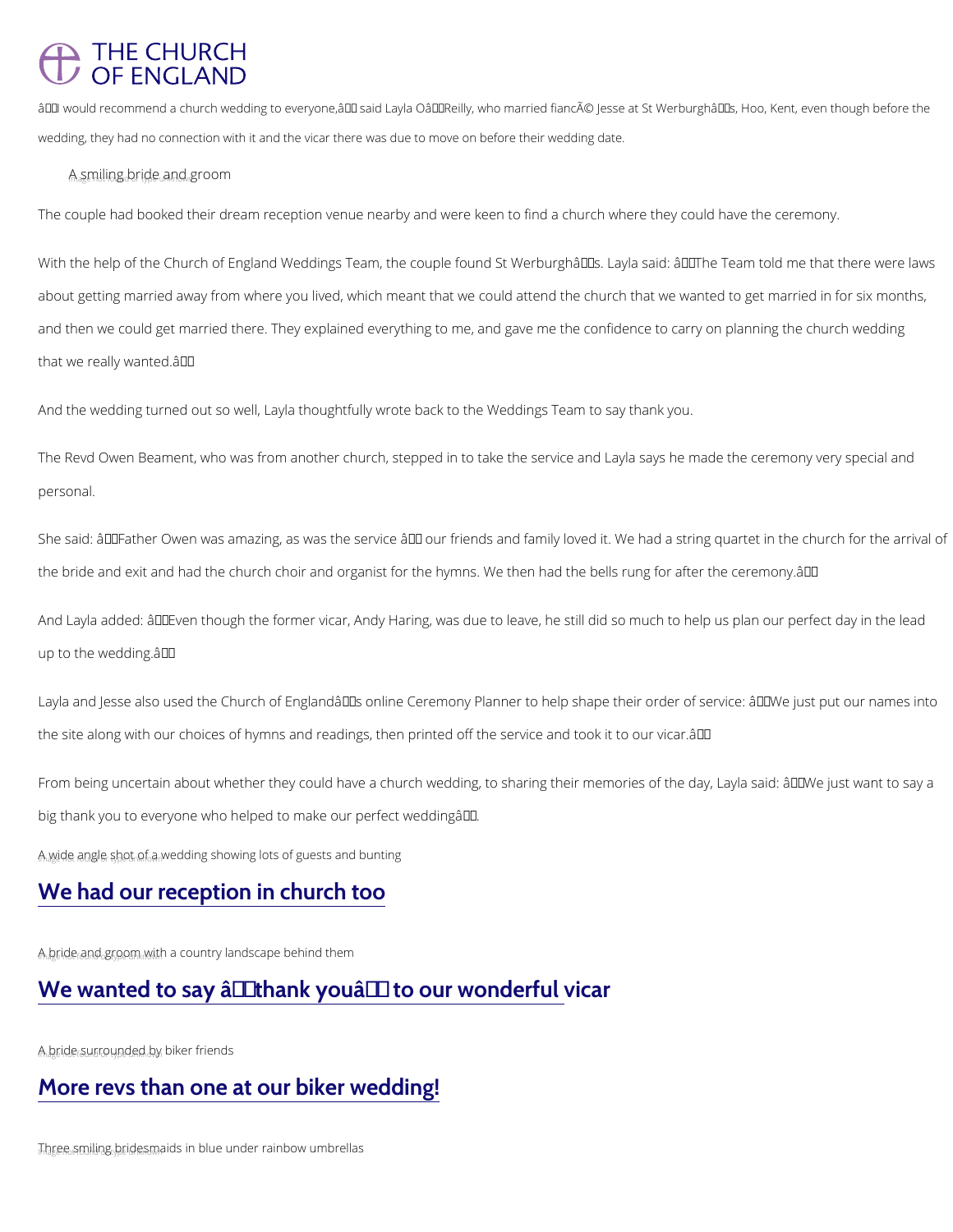# THE CHURCH OF ENGLAND

â€œI would recommend a church wedding to everyone,â€ said Layla Oâ€™Reilly, who married fiancÃ© Jesse at St Werburghâ€™s, Hoo, Kent, even though before the wedding, they had no connection with it and the vicar there was due to move on before their wedding date.

A smiling bride and groom

The couple had booked their dream reception venue nearby and were keen to find a church where they could have the ceremony.

With the help of the Church of England Weddings Team, the couple found St Werburghâ€™s. Layla said: â€œThe Team told me that there were laws about getting married away from where you lived, which meant that we could attend the church that we wanted to get married in for six months, and then we could get married there. They explained everything to me, and gave me the confidence to carry on planning the church wedding that we really wanted.â€

And the wedding turned out so well, Layla thoughtfully wrote back to the Weddings Team to say thank you.

The Revd Owen Beament, who was from another church, stepped in to take the service and Layla says he made the ceremony very special and personal.

She said: â€œFather Owen was amazing, as was the service â€" our friends and family loved it. We had a string quartet in the church for the arrival of the bride and exit and had the church choir and organist for the hymns. We then had the bells rung for after the ceremony.â€

And Layla added: â€œEven though the former vicar, Andy Haring, was due to leave, he still did so much to help us plan our perfect day in the lead up to the wedding.â€

Layla and Jesse also used the Church of Englandâ€™s online Ceremony Planner to help shape their order of service: â€œWe just put our names into the site along with our choices of hymns and readings, then printed off the service and took it to our vicar.â€

From being uncertain about whether they could have a church wedding, to sharing their memories of the day, Layla said: â€œWe just want to say a big thank you to everyone who helped to make our perfect weddingâ€.

A wide angle shot of a wedding showing lots of guests and bunting

## We had our reception in church too

A bride and groom with a country landscape behind them

## We wanted to say â€˜thank youâ€™ to our wonderful vicar

A bride surrounded by biker friends

## More revs than one at our biker wedding!

Three smiling bridesmaids in blue under rainbow umbrellas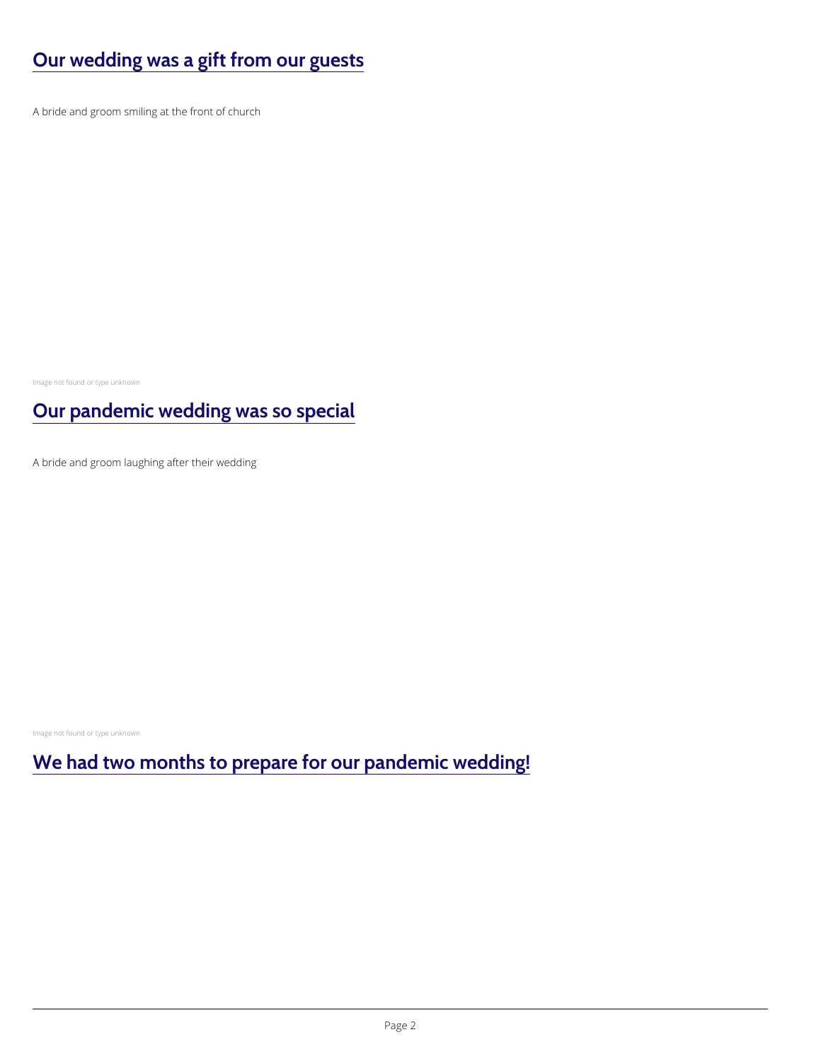## Our wedding was a gift from our guests

A bride and groom smiling at the front of church

Image not found or type unknown

## Our pandemic wedding was so special

A bride and groom laughing after their wedding

Image not found or type unknown

## We had two months to prepare for our pandemic wedding!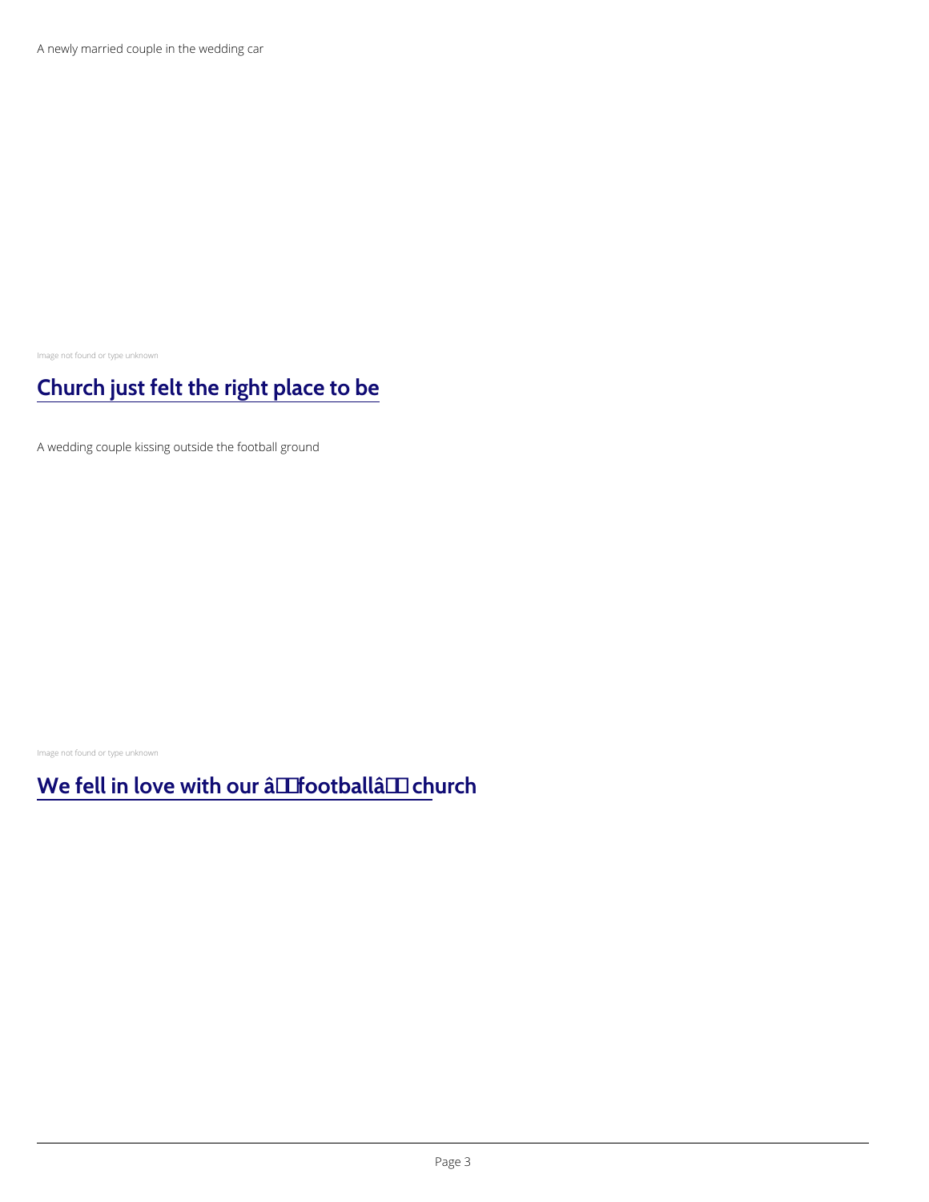A newly married couple in the wedding car

Image not found or type unknown

## Church just felt the right place to be

A wedding couple kissing outside the football ground

Image not found or type unknown

## We fell in love with our â€˜footballâ€™ church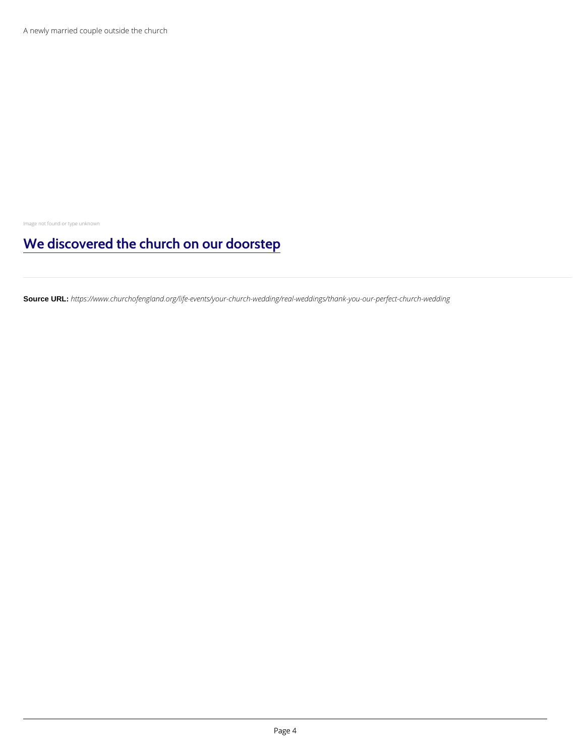A newly married couple outside the church

Image not found or type unknown

## [We discovered the church on our doorstep]

---

**Source URL:** *https://www.churchofengland.org/life-events/your-church-wedding/real-weddings/thank-you-our-perfect-church-wedding*